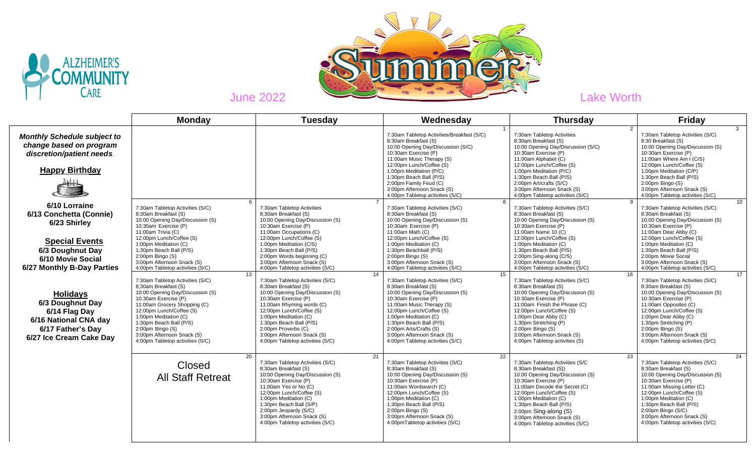Alzheimer's Community Care

# Summer

June 2022 — Lake Worth

*Monthly Schedule subject to change based on program discretion/patient needs.*

**Happy Birthday**

**6/10 Lorraine**
**6/13 Conchetta (Connie)**
**6/23 Shirley**

**Special Events**

**6/3 Doughnut Day**
**6/10 Movie Social**
**6/27 Monthly B-Day Parties**

**Holidays**

**6/3 Doughnut Day**
**6/14 Flag Day**
**6/16 National CNA day**
**6/17 Father's Day**
**6/27 Ice Cream Cake Day**

| Monday | Tuesday | Wednesday | Thursday | Friday |
|---|---|---|---|---|
| | | 1<br>7:30am Tabletop Activities/Breakfast (S/C)<br>8:30am Breakfast (S)<br>10:00 Opening Day/Discussion (S/C)<br>10:30am Exercise (P)<br>11:00am Music Therapy (S)<br>12:00pm Lunch/Coffee (S)<br>1:00pm Meditation (P/C)<br>1:30pm Beach Ball (P/S)<br>2:00pm Family Feud (C)<br>3:00pm Afternoon Snack (S)<br>4:00pm Tabletop activities (S/C) | 2<br>7:30am Tabletop Activities<br>8:30am Breakfast (S)<br>10:00 Opening Day/Discussion (S/C)<br>10:30am Exercise (P)<br>11:00am Alphabet (C)<br>12:00pm Lunch/Coffee (S)<br>1:00pm Meditation (P/C)<br>1:30pm Beach Ball (P/S)<br>2:00pm Art/crafts (S/C)<br>3:00pm Afternoon Snack (S)<br>4:00pm Tabletop activities (S/C) | 3<br>7:30am Tabletop Activities (S/C)<br>8:30 Breakfast (S)<br>10:00 Opening Day/Discussion (S)<br>10:30am Exercise (P)<br>11:00am Where Am I (C/S)<br>12:00pm Lunch/Coffee (S)<br>1:00pm Meditation (C/P)<br>1:30pm Beach Ball (P/S)<br>2:00pm Bingo-(S)<br>3:00pm Afternoon Snack (S)<br>4:00pm Tabletop activities (S/C) |
| 6<br>7:30am Tabletop Activities (S/C)<br>8:30am Breakfast (S)<br>10:00 Opening Day/Discussion (S)<br>10:30am Exercise (P)<br>11:00am Trivia (C)<br>12:00pm Lunch/Coffee (S)<br>1:00pm Meditation (C)<br>1:30pm Beach Ball (P/S)<br>2:00pm Bingo (S)<br>3:00pm Afternoon Snack (S)<br>4:00pm Tabletop activities (S/C) | 7<br>7:30am Tabletop Activities<br>8;30am Breakfast (S)<br>10:00 Opening Day/Discussion (S)<br>10:30am Exercise (P)<br>11:00am Occupations (C)<br>12:00pm Lunch/Coffee (S)<br>1:00pm Meditation (C/S)<br>1:30pm Beach Ball (P/S)<br>2:00pm Words beginning (C)<br>3:00pm Afternoon Snack (S)<br>4:00pm Tabletop activities (S/C) | 8<br>7:30am Tabletop Activities (S/C)<br>8:30am Breakfast (S)<br>10:00 Opening Day/Discussion (S)<br>10:30am Exercise (P)<br>11:00am Math (C)<br>12:00pm Lunch/Coffee (S)<br>1:00pm Meditation (C)<br>1:30pm Beachball (P/S)<br>2:00pm Bingo (S)<br>3:00pm Afternoon Snack (S)<br>4:00pm Tabletop activities (S/C) | 9<br>7:30am Tabletop Activities (S/C)<br>8:30am Breakfast (S)<br>10:00 Opening Day/Discussion (S)<br>10:30am Exercise (P)<br>11:00am Name 10 (C)<br>12:00pm Lunch/Coffee (S)<br>1:00pm Meditation (C)<br>1:30pm Beach Ball (P/S)<br>2:00pm Sing-along (C/S)<br>3:00pm Afternoon Snack (S)<br>4:00pm Tabletop activities (S/C) | 10<br>7:30am Tabletop Activities (S/C)<br>8:30am Breakfast (S)<br>10:00 Opening Day/Discussion (S)<br>10:30am Exercise (P)<br>11:00am Dear Abby (C)<br>12:00pm Lunch/Coffee (S)<br>1:00pm Meditation (C)<br>1:30pm Beach Ball (P/S)<br>2:00pm Movie Social<br>3:00pm Afternoon Snack (S)<br>4:00pm Tabletop activities (S/C) |
| 13<br>7:30am Tabletop Activities (S/C)<br>8;30am Breakfast (S)<br>10:00 Opening Day/Discussion (S)<br>10:30am Exercise (P)<br>11:00am Grocery Shopping (C)<br>12:00pm Lunch/Coffee (S)<br>1:00pm Meditation (C)<br>1:30pm Beach Ball (P/S)<br>2:00pm Bingo (S)<br>3:00pm Afternoon Snack (S)<br>4:00pm Tabletop activities (S/C) | 14<br>7:30am Tabletop Activities (S/C)<br>8:30am Breakfast (S)<br>10:00 Opening Day/Discussion (S)<br>10:30am Exercise (P)<br>11:00am Rhyming words (C)<br>12:00pm Lunch/Coffee (S)<br>1:00pm Meditation (C)<br>1:30pm Beach Ball (P/S)<br>2:00pm Proverbs (C)<br>3:00pm Afternoon Snack (S)<br>4:00pm Tabletop activities (S/C) | 15<br>7:30am Tabletop Activities (S/C)<br>8:30am Breakfast (S)<br>10:00 Opening Day/Discussion (S)<br>10:30am Exercise (P)<br>11:00am Music Therapy (S)<br>12:00pm Lunch/Coffee (S)<br>1:00pm Meditation (C)<br>1:30pm Beach Ball (P/S)<br>2:00pm Arts/Crafts (S)<br>3:00pm Afternoon Snack (S)<br>4:00pm Tabletop activities (S/C) | 16<br>7:30am Tabletop Activities (S/C)<br>8:30am Breakfast (S)<br>10:00 Opening Day/Discussion (S)<br>10:30am Exercise (P)<br>11:00am Finish the Phrase (C)<br>12:00pm Lunch/Coffee (S)<br>1:00pm Dear Abby (C)<br>1:30pm Stretching (P)<br>2:00pm Bingo (S)<br>3:00pm Afternoon Snack (S)<br>4:00pm Tabletop activities (S) | 17<br>7:30am Tabletop Activities (S/C)<br>8:30am Breakfast (S)<br>10:00 Opening Day/Discussion (S)<br>10:30am Exercise (P)<br>11:00am Opposites (C)<br>12:00pm Lunch/Coffee (S)<br>1:00pm Dear Abby (C)<br>1:30pm Stretching (P)<br>2:00pm Bingo (S)<br>3:00pm Afternoon Snack (S)<br>4:00pm Tabletop activities (S/C) |
| 20<br>Closed<br>All Staff Retreat | 21<br>7:30am Tabletop Activities (S/C)<br>8:30am Breakfast (S)<br>10:00 Opening Day/Discussion (S)<br>10:30am Exercise (P)<br>11:00am Yes or No (C)<br>12:00pm Lunch/Coffee (S)<br>1:00pm Meditation (C)<br>1:30pm Beach Ball (S/P)<br>2:00pm Jeopardy (S/C)<br>3:00pm Afternoon Snack (S)<br>4:00pm Tabletop activities (S/C) | 22<br>7:30am Tabletop Activities (S/C)<br>8:30am Breakfast (S)<br>10:00 Opening Day/Discussion (S)<br>10:30am Exercise (P)<br>11:00am Wordsearch (C)<br>12:00pm Lunch/Coffee (S)<br>1:00pm Meditation (C)<br>1:30pm Beach Ball (P/S)<br>2:00pm Bingo (S)<br>3:00pm Afternoon Snack (S)<br>4:00pmTabletop activities (S/C) | 23<br>7:30am Tabletop Activities (S/C<br>8:30am Breakfast (S))<br>10:00 Opening Day/Discussion (S)<br>10:30am Exercise (P)<br>11:00am Decode the Secret (C)<br>12:00pm Lunch/Coffee (S)<br>1:00pm Meditation (C)<br>1:30pm Beach Ball (P/S)<br>2:00pm Sing-along (S)<br>3:00pm Afternoon Snack (S)<br>4:00pm Tabletop activities (S/C) | 24<br>7:30am Tabletop Activities (S/C)<br>8:30am Breakfast (S)<br>10:00 Opening Day/Discussion (S)<br>10:30am Exercise (P)<br>11:00am Missing Letter (C)<br>12:00pm Lunch/Coffee (S)<br>1:00pm Meditation (C)<br>1:30pm Beach Ball (P/S)<br>2:00pm Bingo (S/C)<br>3:00pm Afternoon Snack (S)<br>4:00pm Tabletop activities (S/C) |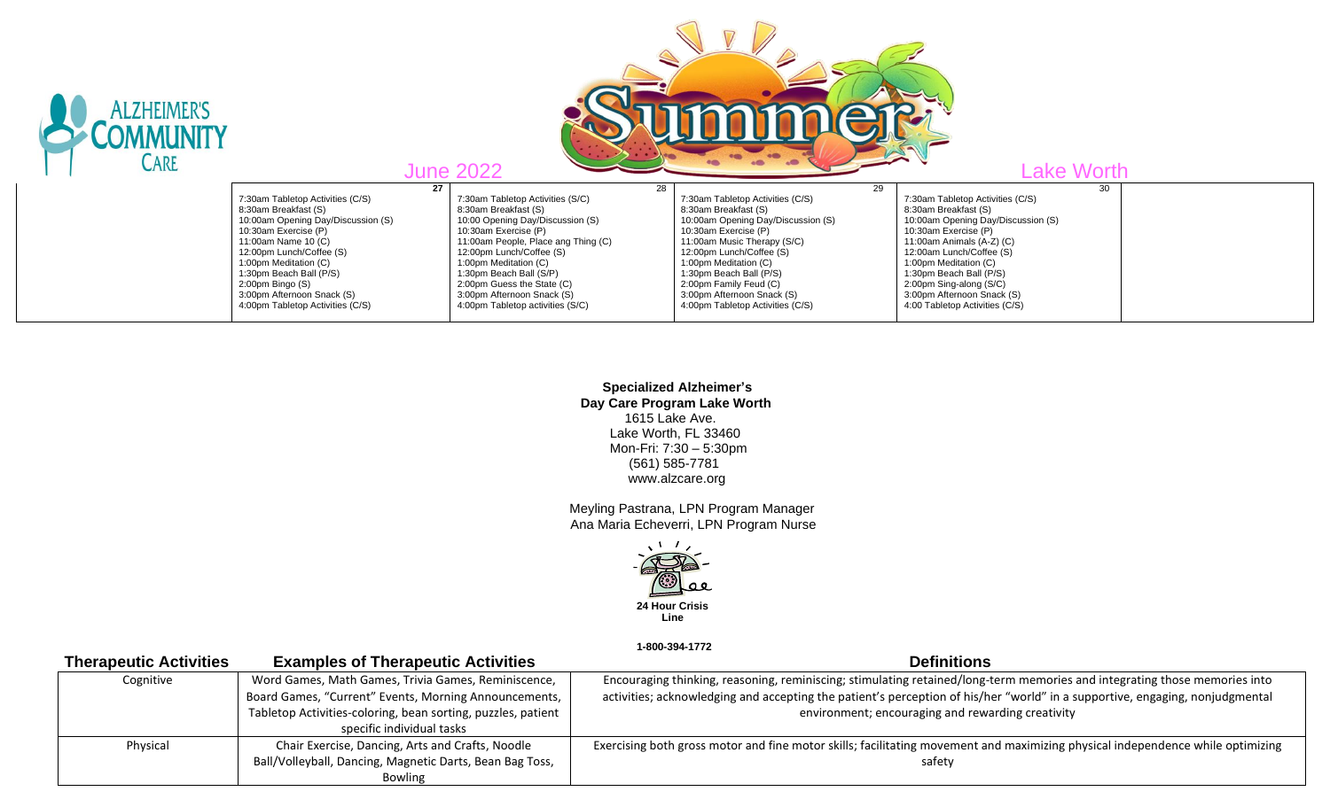ALZHEIMER'S COMMUNITY CARE

# Summer

June 2022 | Lake Worth

| | 27 | 28 | 29 | 30 | |
|---|---|---|---|---|---|
| | 7:30am Tabletop Activities (C/S)<br>8:30am Breakfast (S)<br>10:00am Opening Day/Discussion (S)<br>10:30am Exercise (P)<br>11:00am Name 10 (C)<br>12:00pm Lunch/Coffee (S)<br>1:00pm Meditation (C)<br>1:30pm Beach Ball (P/S)<br>2:00pm Bingo (S)<br>3:00pm Afternoon Snack (S)<br>4:00pm Tabletop Activities (C/S) | 7:30am Tabletop Activities (S/C)<br>8:30am Breakfast (S)<br>10:00 Opening Day/Discussion (S)<br>10:30am Exercise (P)<br>11:00am People, Place ang Thing (C)<br>12:00pm Lunch/Coffee (S)<br>1:00pm Meditation (C)<br>1:30pm Beach Ball (S/P)<br>2:00pm Guess the State (C)<br>3:00pm Afternoon Snack (S)<br>4:00pm Tabletop activities (S/C) | 7:30am Tabletop Activities (C/S)<br>8:30am Breakfast (S)<br>10:00am Opening Day/Discussion (S)<br>10:30am Exercise (P)<br>11:00am Music Therapy (S/C)<br>12:00pm Lunch/Coffee (S)<br>1:00pm Meditation (C)<br>1:30pm Beach Ball (P/S)<br>2:00pm Family Feud (C)<br>3:00pm Afternoon Snack (S)<br>4:00pm Tabletop Activities (C/S) | 7:30am Tabletop Activities (C/S)<br>8:30am Breakfast (S)<br>10:00am Opening Day/Discussion (S)<br>10:30am Exercise (P)<br>11:00am Animals (A-Z) (C)<br>12:00am Lunch/Coffee (S)<br>1:00pm Meditation (C)<br>1:30pm Beach Ball (P/S)<br>2:00pm Sing-along (S/C)<br>3:00pm Afternoon Snack (S)<br>4:00 Tabletop Activities (C/S) | |

**Specialized Alzheimer's Day Care Program Lake Worth**
1615 Lake Ave.
Lake Worth, FL 33460
Mon-Fri: 7:30 – 5:30pm
(561) 585-7781
www.alzcare.org

Meyling Pastrana, LPN Program Manager
Ana Maria Echeverri, LPN Program Nurse

**24 Hour Crisis Line**

**1-800-394-1772**

| **Therapeutic Activities** | **Examples of Therapeutic Activities** | **Definitions** |
|---|---|---|
| Cognitive | Word Games, Math Games, Trivia Games, Reminiscence, Board Games, "Current" Events, Morning Announcements, Tabletop Activities-coloring, bean sorting, puzzles, patient specific individual tasks | Encouraging thinking, reasoning, reminiscing; stimulating retained/long-term memories and integrating those memories into activities; acknowledging and accepting the patient's perception of his/her "world" in a supportive, engaging, nonjudgmental environment; encouraging and rewarding creativity |
| Physical | Chair Exercise, Dancing, Arts and Crafts, Noodle Ball/Volleyball, Dancing, Magnetic Darts, Bean Bag Toss, Bowling | Exercising both gross motor and fine motor skills; facilitating movement and maximizing physical independence while optimizing safety |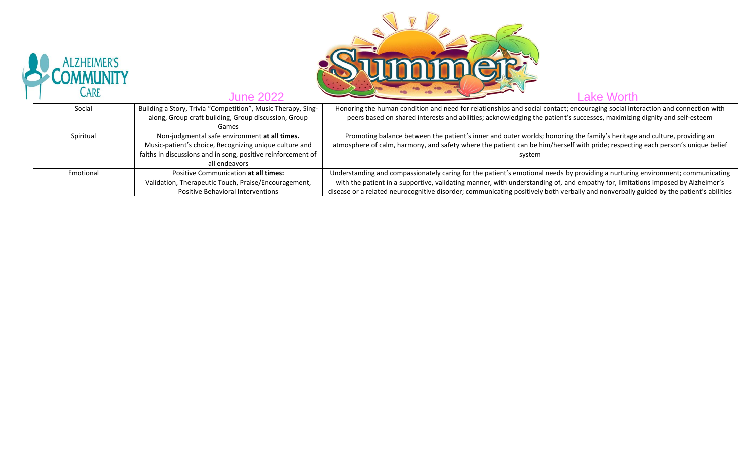ALZHEIMER'S COMMUNITY CARE

June 2022 — Summer — Lake Worth

| | | |
|---|---|---|
| Social | Building a Story, Trivia "Competition", Music Therapy, Sing-along, Group craft building, Group discussion, Group Games | Honoring the human condition and need for relationships and social contact; encouraging social interaction and connection with peers based on shared interests and abilities; acknowledging the patient's successes, maximizing dignity and self-esteem |
| Spiritual | Non-judgmental safe environment **at all times.** Music-patient's choice, Recognizing unique culture and faiths in discussions and in song, positive reinforcement of all endeavors | Promoting balance between the patient's inner and outer worlds; honoring the family's heritage and culture, providing an atmosphere of calm, harmony, and safety where the patient can be him/herself with pride; respecting each person's unique belief system |
| Emotional | Positive Communication **at all times:** Validation, Therapeutic Touch, Praise/Encouragement, Positive Behavioral Interventions | Understanding and compassionately caring for the patient's emotional needs by providing a nurturing environment; communicating with the patient in a supportive, validating manner, with understanding of, and empathy for, limitations imposed by Alzheimer's disease or a related neurocognitive disorder; communicating positively both verbally and nonverbally guided by the patient's abilities |